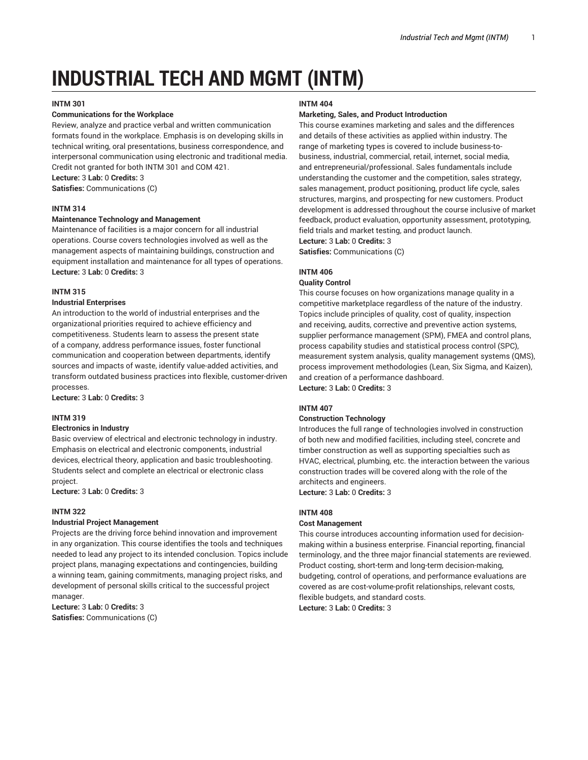# INDUSTRIAL TECH AND MGMT (INTM)

**INTM 301**

**Communications for the Workplace**

Review, analyze and practice verbal and written communication formats found in the workplace. Emphasis is on developing skills in technical writing, oral presentations, business correspondence, and interpersonal communication using electronic and traditional media. Credit not granted for both INTM 301 and COM 421.

**Lecture:** 3 **Lab:** 0 **Credits:** 3

**Satisfies:** Communications (C)

**INTM 314**

**Maintenance Technology and Management**

Maintenance of facilities is a major concern for all industrial operations. Course covers technologies involved as well as the management aspects of maintaining buildings, construction and equipment installation and maintenance for all types of operations.

**Lecture:** 3 **Lab:** 0 **Credits:** 3

**INTM 315**

**Industrial Enterprises**

An introduction to the world of industrial enterprises and the organizational priorities required to achieve efficiency and competitiveness. Students learn to assess the present state of a company, address performance issues, foster functional communication and cooperation between departments, identify sources and impacts of waste, identify value-added activities, and transform outdated business practices into flexible, customer-driven processes.

**Lecture:** 3 **Lab:** 0 **Credits:** 3

**INTM 319**

**Electronics in Industry**

Basic overview of electrical and electronic technology in industry. Emphasis on electrical and electronic components, industrial devices, electrical theory, application and basic troubleshooting. Students select and complete an electrical or electronic class project.

**Lecture:** 3 **Lab:** 0 **Credits:** 3

**INTM 322**

**Industrial Project Management**

Projects are the driving force behind innovation and improvement in any organization. This course identifies the tools and techniques needed to lead any project to its intended conclusion. Topics include project plans, managing expectations and contingencies, building a winning team, gaining commitments, managing project risks, and development of personal skills critical to the successful project manager.

**Lecture:** 3 **Lab:** 0 **Credits:** 3

**Satisfies:** Communications (C)

**INTM 404**

**Marketing, Sales, and Product Introduction**

This course examines marketing and sales and the differences and details of these activities as applied within industry. The range of marketing types is covered to include business-to-business, industrial, commercial, retail, internet, social media, and entrepreneurial/professional. Sales fundamentals include understanding the customer and the competition, sales strategy, sales management, product positioning, product life cycle, sales structures, margins, and prospecting for new customers. Product development is addressed throughout the course inclusive of market feedback, product evaluation, opportunity assessment, prototyping, field trials and market testing, and product launch.

**Lecture:** 3 **Lab:** 0 **Credits:** 3

**Satisfies:** Communications (C)

**INTM 406**

**Quality Control**

This course focuses on how organizations manage quality in a competitive marketplace regardless of the nature of the industry. Topics include principles of quality, cost of quality, inspection and receiving, audits, corrective and preventive action systems, supplier performance management (SPM), FMEA and control plans, process capability studies and statistical process control (SPC), measurement system analysis, quality management systems (QMS), process improvement methodologies (Lean, Six Sigma, and Kaizen), and creation of a performance dashboard.

**Lecture:** 3 **Lab:** 0 **Credits:** 3

**INTM 407**

**Construction Technology**

Introduces the full range of technologies involved in construction of both new and modified facilities, including steel, concrete and timber construction as well as supporting specialties such as HVAC, electrical, plumbing, etc. the interaction between the various construction trades will be covered along with the role of the architects and engineers.

**Lecture:** 3 **Lab:** 0 **Credits:** 3

**INTM 408**

**Cost Management**

This course introduces accounting information used for decision-making within a business enterprise. Financial reporting, financial terminology, and the three major financial statements are reviewed. Product costing, short-term and long-term decision-making, budgeting, control of operations, and performance evaluations are covered as are cost-volume-profit relationships, relevant costs, flexible budgets, and standard costs.

**Lecture:** 3 **Lab:** 0 **Credits:** 3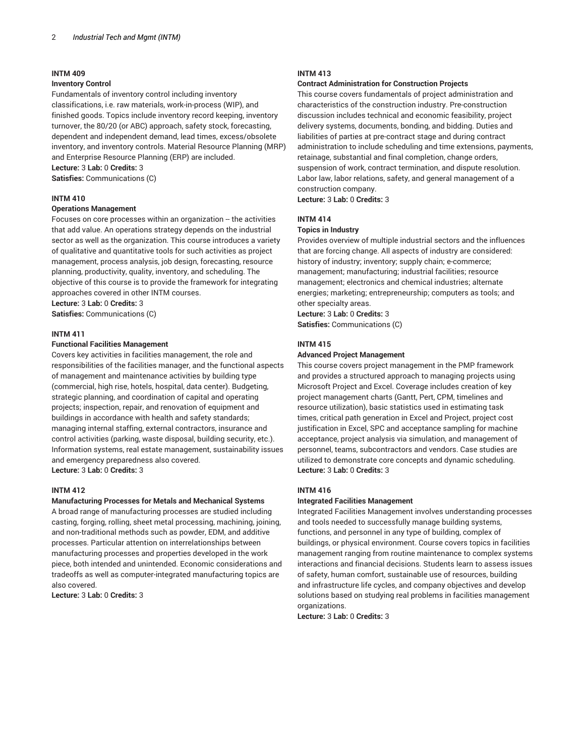### INTM 409

**Inventory Control**

Fundamentals of inventory control including inventory classifications, i.e. raw materials, work-in-process (WIP), and finished goods. Topics include inventory record keeping, inventory turnover, the 80/20 (or ABC) approach, safety stock, forecasting, dependent and independent demand, lead times, excess/obsolete inventory, and inventory controls. Material Resource Planning (MRP) and Enterprise Resource Planning (ERP) are included.

**Lecture:** 3 **Lab:** 0 **Credits:** 3

**Satisfies:** Communications (C)

### INTM 410

**Operations Management**

Focuses on core processes within an organization -- the activities that add value. An operations strategy depends on the industrial sector as well as the organization. This course introduces a variety of qualitative and quantitative tools for such activities as project management, process analysis, job design, forecasting, resource planning, productivity, quality, inventory, and scheduling. The objective of this course is to provide the framework for integrating approaches covered in other INTM courses.

**Lecture:** 3 **Lab:** 0 **Credits:** 3

**Satisfies:** Communications (C)

### INTM 411

**Functional Facilities Management**

Covers key activities in facilities management, the role and responsibilities of the facilities manager, and the functional aspects of management and maintenance activities by building type (commercial, high rise, hotels, hospital, data center). Budgeting, strategic planning, and coordination of capital and operating projects; inspection, repair, and renovation of equipment and buildings in accordance with health and safety standards; managing internal staffing, external contractors, insurance and control activities (parking, waste disposal, building security, etc.). Information systems, real estate management, sustainability issues and emergency preparedness also covered.

**Lecture:** 3 **Lab:** 0 **Credits:** 3

### INTM 412

**Manufacturing Processes for Metals and Mechanical Systems**

A broad range of manufacturing processes are studied including casting, forging, rolling, sheet metal processing, machining, joining, and non-traditional methods such as powder, EDM, and additive processes. Particular attention on interrelationships between manufacturing processes and properties developed in the work piece, both intended and unintended. Economic considerations and tradeoffs as well as computer-integrated manufacturing topics are also covered.

**Lecture:** 3 **Lab:** 0 **Credits:** 3

### INTM 413

**Contract Administration for Construction Projects**

This course covers fundamentals of project administration and characteristics of the construction industry. Pre-construction discussion includes technical and economic feasibility, project delivery systems, documents, bonding, and bidding. Duties and liabilities of parties at pre-contract stage and during contract administration to include scheduling and time extensions, payments, retainage, substantial and final completion, change orders, suspension of work, contract termination, and dispute resolution. Labor law, labor relations, safety, and general management of a construction company.

**Lecture:** 3 **Lab:** 0 **Credits:** 3

### INTM 414

**Topics in Industry**

Provides overview of multiple industrial sectors and the influences that are forcing change. All aspects of industry are considered: history of industry; inventory; supply chain; e-commerce; management; manufacturing; industrial facilities; resource management; electronics and chemical industries; alternate energies; marketing; entrepreneurship; computers as tools; and other specialty areas.

**Lecture:** 3 **Lab:** 0 **Credits:** 3

**Satisfies:** Communications (C)

### INTM 415

**Advanced Project Management**

This course covers project management in the PMP framework and provides a structured approach to managing projects using Microsoft Project and Excel. Coverage includes creation of key project management charts (Gantt, Pert, CPM, timelines and resource utilization), basic statistics used in estimating task times, critical path generation in Excel and Project, project cost justification in Excel, SPC and acceptance sampling for machine acceptance, project analysis via simulation, and management of personnel, teams, subcontractors and vendors. Case studies are utilized to demonstrate core concepts and dynamic scheduling.

**Lecture:** 3 **Lab:** 0 **Credits:** 3

### INTM 416

**Integrated Facilities Management**

Integrated Facilities Management involves understanding processes and tools needed to successfully manage building systems, functions, and personnel in any type of building, complex of buildings, or physical environment. Course covers topics in facilities management ranging from routine maintenance to complex systems interactions and financial decisions. Students learn to assess issues of safety, human comfort, sustainable use of resources, building and infrastructure life cycles, and company objectives and develop solutions based on studying real problems in facilities management organizations.

**Lecture:** 3 **Lab:** 0 **Credits:** 3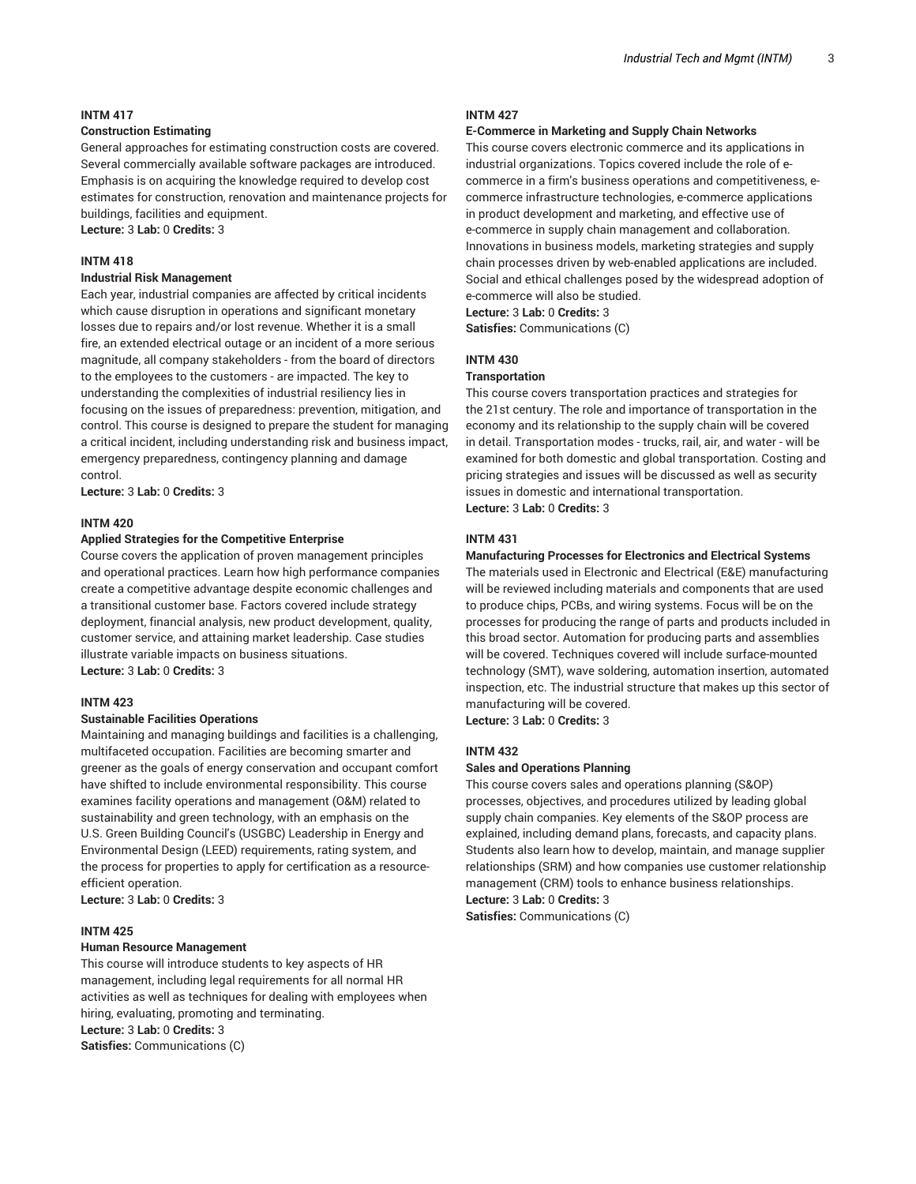#### INTM 417

**Construction Estimating**

General approaches for estimating construction costs are covered. Several commercially available software packages are introduced. Emphasis is on acquiring the knowledge required to develop cost estimates for construction, renovation and maintenance projects for buildings, facilities and equipment.

**Lecture:** 3 **Lab:** 0 **Credits:** 3

#### INTM 418

**Industrial Risk Management**

Each year, industrial companies are affected by critical incidents which cause disruption in operations and significant monetary losses due to repairs and/or lost revenue. Whether it is a small fire, an extended electrical outage or an incident of a more serious magnitude, all company stakeholders - from the board of directors to the employees to the customers - are impacted. The key to understanding the complexities of industrial resiliency lies in focusing on the issues of preparedness: prevention, mitigation, and control. This course is designed to prepare the student for managing a critical incident, including understanding risk and business impact, emergency preparedness, contingency planning and damage control.

**Lecture:** 3 **Lab:** 0 **Credits:** 3

#### INTM 420

**Applied Strategies for the Competitive Enterprise**

Course covers the application of proven management principles and operational practices. Learn how high performance companies create a competitive advantage despite economic challenges and a transitional customer base. Factors covered include strategy deployment, financial analysis, new product development, quality, customer service, and attaining market leadership. Case studies illustrate variable impacts on business situations.

**Lecture:** 3 **Lab:** 0 **Credits:** 3

#### INTM 423

**Sustainable Facilities Operations**

Maintaining and managing buildings and facilities is a challenging, multifaceted occupation. Facilities are becoming smarter and greener as the goals of energy conservation and occupant comfort have shifted to include environmental responsibility. This course examines facility operations and management (O&M) related to sustainability and green technology, with an emphasis on the U.S. Green Building Council's (USGBC) Leadership in Energy and Environmental Design (LEED) requirements, rating system, and the process for properties to apply for certification as a resource-efficient operation.

**Lecture:** 3 **Lab:** 0 **Credits:** 3

#### INTM 425

**Human Resource Management**

This course will introduce students to key aspects of HR management, including legal requirements for all normal HR activities as well as techniques for dealing with employees when hiring, evaluating, promoting and terminating.

**Lecture:** 3 **Lab:** 0 **Credits:** 3

**Satisfies:** Communications (C)

#### INTM 427

**E-Commerce in Marketing and Supply Chain Networks**

This course covers electronic commerce and its applications in industrial organizations. Topics covered include the role of e-commerce in a firm's business operations and competitiveness, e-commerce infrastructure technologies, e-commerce applications in product development and marketing, and effective use of e-commerce in supply chain management and collaboration. Innovations in business models, marketing strategies and supply chain processes driven by web-enabled applications are included. Social and ethical challenges posed by the widespread adoption of e-commerce will also be studied.

**Lecture:** 3 **Lab:** 0 **Credits:** 3

**Satisfies:** Communications (C)

#### INTM 430

**Transportation**

This course covers transportation practices and strategies for the 21st century. The role and importance of transportation in the economy and its relationship to the supply chain will be covered in detail. Transportation modes - trucks, rail, air, and water - will be examined for both domestic and global transportation. Costing and pricing strategies and issues will be discussed as well as security issues in domestic and international transportation.

**Lecture:** 3 **Lab:** 0 **Credits:** 3

#### INTM 431

**Manufacturing Processes for Electronics and Electrical Systems**

The materials used in Electronic and Electrical (E&E) manufacturing will be reviewed including materials and components that are used to produce chips, PCBs, and wiring systems. Focus will be on the processes for producing the range of parts and products included in this broad sector. Automation for producing parts and assemblies will be covered. Techniques covered will include surface-mounted technology (SMT), wave soldering, automation insertion, automated inspection, etc. The industrial structure that makes up this sector of manufacturing will be covered.

**Lecture:** 3 **Lab:** 0 **Credits:** 3

#### INTM 432

**Sales and Operations Planning**

This course covers sales and operations planning (S&OP) processes, objectives, and procedures utilized by leading global supply chain companies. Key elements of the S&OP process are explained, including demand plans, forecasts, and capacity plans. Students also learn how to develop, maintain, and manage supplier relationships (SRM) and how companies use customer relationship management (CRM) tools to enhance business relationships.

**Lecture:** 3 **Lab:** 0 **Credits:** 3

**Satisfies:** Communications (C)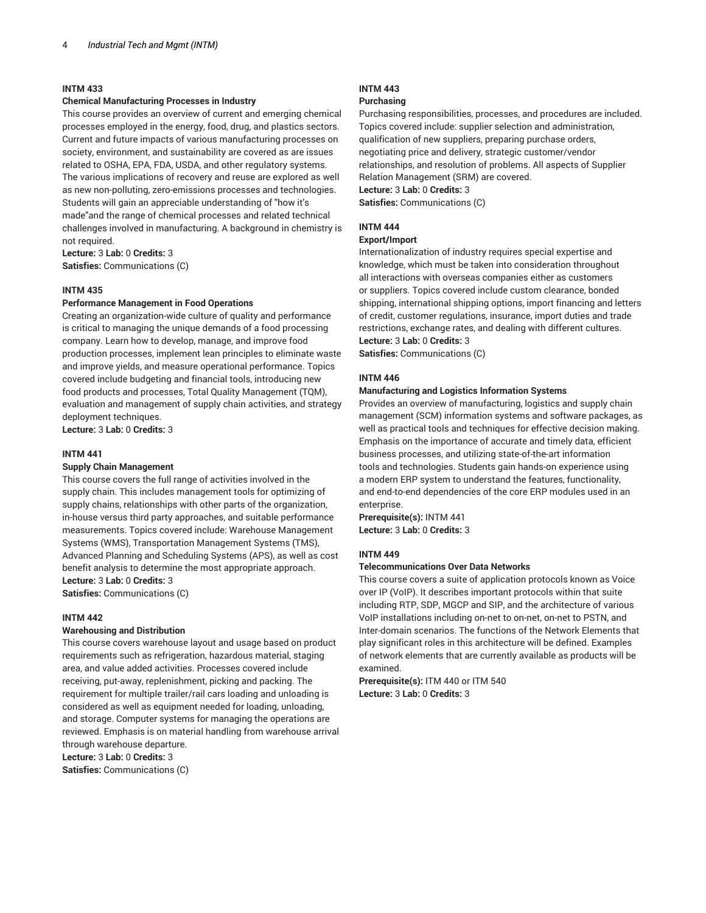### INTM 433

**Chemical Manufacturing Processes in Industry**

This course provides an overview of current and emerging chemical processes employed in the energy, food, drug, and plastics sectors. Current and future impacts of various manufacturing processes on society, environment, and sustainability are covered as are issues related to OSHA, EPA, FDA, USDA, and other regulatory systems. The various implications of recovery and reuse are explored as well as new non-polluting, zero-emissions processes and technologies. Students will gain an appreciable understanding of "how it's made"and the range of chemical processes and related technical challenges involved in manufacturing. A background in chemistry is not required.

**Lecture:** 3 **Lab:** 0 **Credits:** 3
**Satisfies:** Communications (C)

### INTM 435

**Performance Management in Food Operations**

Creating an organization-wide culture of quality and performance is critical to managing the unique demands of a food processing company. Learn how to develop, manage, and improve food production processes, implement lean principles to eliminate waste and improve yields, and measure operational performance. Topics covered include budgeting and financial tools, introducing new food products and processes, Total Quality Management (TQM), evaluation and management of supply chain activities, and strategy deployment techniques.

**Lecture:** 3 **Lab:** 0 **Credits:** 3

### INTM 441

**Supply Chain Management**

This course covers the full range of activities involved in the supply chain. This includes management tools for optimizing of supply chains, relationships with other parts of the organization, in-house versus third party approaches, and suitable performance measurements. Topics covered include: Warehouse Management Systems (WMS), Transportation Management Systems (TMS), Advanced Planning and Scheduling Systems (APS), as well as cost benefit analysis to determine the most appropriate approach.

**Lecture:** 3 **Lab:** 0 **Credits:** 3
**Satisfies:** Communications (C)

### INTM 442

**Warehousing and Distribution**

This course covers warehouse layout and usage based on product requirements such as refrigeration, hazardous material, staging area, and value added activities. Processes covered include receiving, put-away, replenishment, picking and packing. The requirement for multiple trailer/rail cars loading and unloading is considered as well as equipment needed for loading, unloading, and storage. Computer systems for managing the operations are reviewed. Emphasis is on material handling from warehouse arrival through warehouse departure.

**Lecture:** 3 **Lab:** 0 **Credits:** 3
**Satisfies:** Communications (C)

### INTM 443

**Purchasing**

Purchasing responsibilities, processes, and procedures are included. Topics covered include: supplier selection and administration, qualification of new suppliers, preparing purchase orders, negotiating price and delivery, strategic customer/vendor relationships, and resolution of problems. All aspects of Supplier Relation Management (SRM) are covered.

**Lecture:** 3 **Lab:** 0 **Credits:** 3
**Satisfies:** Communications (C)

### INTM 444

**Export/Import**

Internationalization of industry requires special expertise and knowledge, which must be taken into consideration throughout all interactions with overseas companies either as customers or suppliers. Topics covered include custom clearance, bonded shipping, international shipping options, import financing and letters of credit, customer regulations, insurance, import duties and trade restrictions, exchange rates, and dealing with different cultures.

**Lecture:** 3 **Lab:** 0 **Credits:** 3
**Satisfies:** Communications (C)

### INTM 446

**Manufacturing and Logistics Information Systems**

Provides an overview of manufacturing, logistics and supply chain management (SCM) information systems and software packages, as well as practical tools and techniques for effective decision making. Emphasis on the importance of accurate and timely data, efficient business processes, and utilizing state-of-the-art information tools and technologies. Students gain hands-on experience using a modern ERP system to understand the features, functionality, and end-to-end dependencies of the core ERP modules used in an enterprise.

**Prerequisite(s):** INTM 441
**Lecture:** 3 **Lab:** 0 **Credits:** 3

### INTM 449

**Telecommunications Over Data Networks**

This course covers a suite of application protocols known as Voice over IP (VoIP). It describes important protocols within that suite including RTP, SDP, MGCP and SIP, and the architecture of various VoIP installations including on-net to on-net, on-net to PSTN, and Inter-domain scenarios. The functions of the Network Elements that play significant roles in this architecture will be defined. Examples of network elements that are currently available as products will be examined.

**Prerequisite(s):** ITM 440 or ITM 540
**Lecture:** 3 **Lab:** 0 **Credits:** 3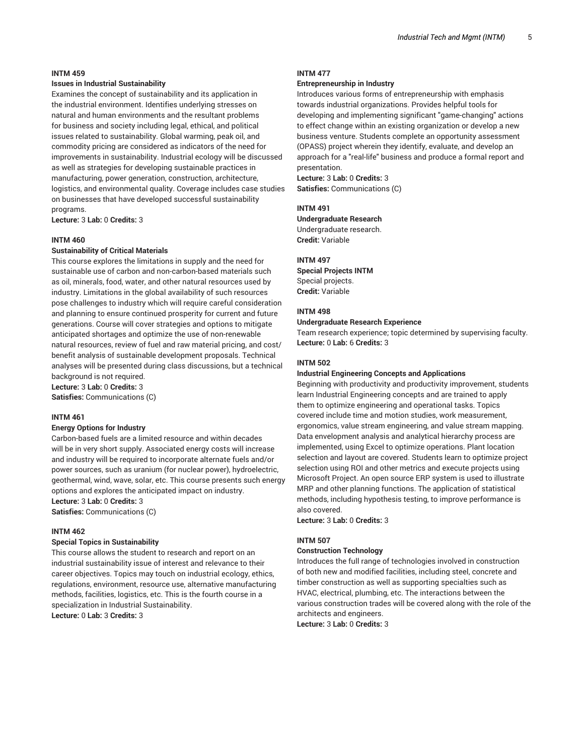**INTM 459**

**Issues in Industrial Sustainability**

Examines the concept of sustainability and its application in the industrial environment. Identifies underlying stresses on natural and human environments and the resultant problems for business and society including legal, ethical, and political issues related to sustainability. Global warming, peak oil, and commodity pricing are considered as indicators of the need for improvements in sustainability. Industrial ecology will be discussed as well as strategies for developing sustainable practices in manufacturing, power generation, construction, architecture, logistics, and environmental quality. Coverage includes case studies on businesses that have developed successful sustainability programs.

**Lecture:** 3 **Lab:** 0 **Credits:** 3

**INTM 460**

**Sustainability of Critical Materials**

This course explores the limitations in supply and the need for sustainable use of carbon and non-carbon-based materials such as oil, minerals, food, water, and other natural resources used by industry. Limitations in the global availability of such resources pose challenges to industry which will require careful consideration and planning to ensure continued prosperity for current and future generations. Course will cover strategies and options to mitigate anticipated shortages and optimize the use of non-renewable natural resources, review of fuel and raw material pricing, and cost/benefit analysis of sustainable development proposals. Technical analyses will be presented during class discussions, but a technical background is not required.

**Lecture:** 3 **Lab:** 0 **Credits:** 3

**Satisfies:** Communications (C)

**INTM 461**

**Energy Options for Industry**

Carbon-based fuels are a limited resource and within decades will be in very short supply. Associated energy costs will increase and industry will be required to incorporate alternate fuels and/or power sources, such as uranium (for nuclear power), hydroelectric, geothermal, wind, wave, solar, etc. This course presents such energy options and explores the anticipated impact on industry.

**Lecture:** 3 **Lab:** 0 **Credits:** 3

**Satisfies:** Communications (C)

**INTM 462**

**Special Topics in Sustainability**

This course allows the student to research and report on an industrial sustainability issue of interest and relevance to their career objectives. Topics may touch on industrial ecology, ethics, regulations, environment, resource use, alternative manufacturing methods, facilities, logistics, etc. This is the fourth course in a specialization in Industrial Sustainability.

**Lecture:** 0 **Lab:** 3 **Credits:** 3

**INTM 477**

**Entrepreneurship in Industry**

Introduces various forms of entrepreneurship with emphasis towards industrial organizations. Provides helpful tools for developing and implementing significant "game-changing" actions to effect change within an existing organization or develop a new business venture. Students complete an opportunity assessment (OPASS) project wherein they identify, evaluate, and develop an approach for a "real-life" business and produce a formal report and presentation.

**Lecture:** 3 **Lab:** 0 **Credits:** 3

**Satisfies:** Communications (C)

**INTM 491**

**Undergraduate Research**

Undergraduate research.

**Credit:** Variable

**INTM 497**

**Special Projects INTM**

Special projects.

**Credit:** Variable

**INTM 498**

**Undergraduate Research Experience**

Team research experience; topic determined by supervising faculty.

**Lecture:** 0 **Lab:** 6 **Credits:** 3

**INTM 502**

**Industrial Engineering Concepts and Applications**

Beginning with productivity and productivity improvement, students learn Industrial Engineering concepts and are trained to apply them to optimize engineering and operational tasks. Topics covered include time and motion studies, work measurement, ergonomics, value stream engineering, and value stream mapping. Data envelopment analysis and analytical hierarchy process are implemented, using Excel to optimize operations. Plant location selection and layout are covered. Students learn to optimize project selection using ROI and other metrics and execute projects using Microsoft Project. An open source ERP system is used to illustrate MRP and other planning functions. The application of statistical methods, including hypothesis testing, to improve performance is also covered.

**Lecture:** 3 **Lab:** 0 **Credits:** 3

**INTM 507**

**Construction Technology**

Introduces the full range of technologies involved in construction of both new and modified facilities, including steel, concrete and timber construction as well as supporting specialties such as HVAC, electrical, plumbing, etc. The interactions between the various construction trades will be covered along with the role of the architects and engineers.

**Lecture:** 3 **Lab:** 0 **Credits:** 3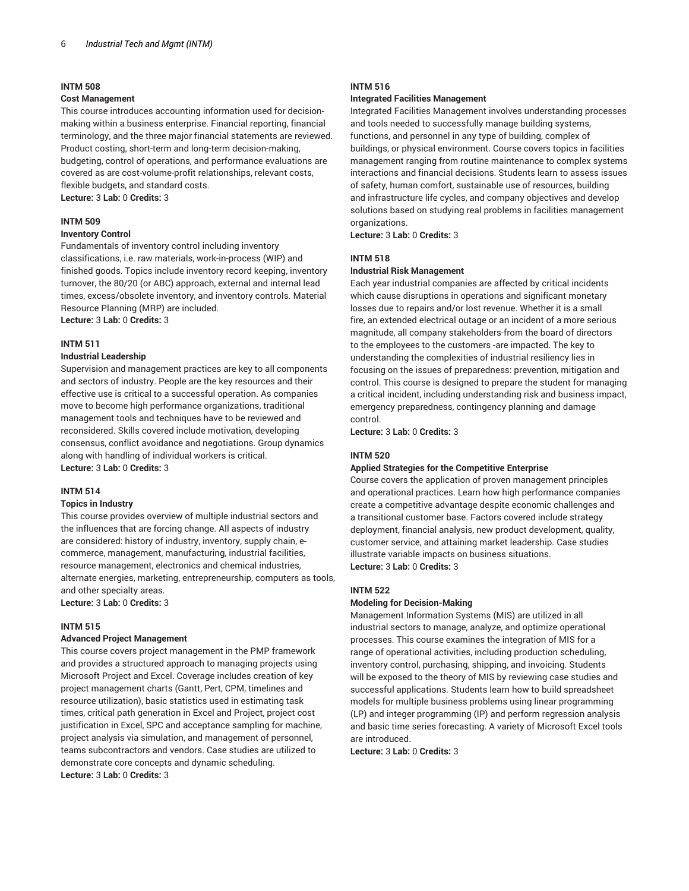### INTM 508

**Cost Management**

This course introduces accounting information used for decision-making within a business enterprise. Financial reporting, financial terminology, and the three major financial statements are reviewed. Product costing, short-term and long-term decision-making, budgeting, control of operations, and performance evaluations are covered as are cost-volume-profit relationships, relevant costs, flexible budgets, and standard costs.

**Lecture:** 3 **Lab:** 0 **Credits:** 3

### INTM 509

**Inventory Control**

Fundamentals of inventory control including inventory classifications, i.e. raw materials, work-in-process (WIP) and finished goods. Topics include inventory record keeping, inventory turnover, the 80/20 (or ABC) approach, external and internal lead times, excess/obsolete inventory, and inventory controls. Material Resource Planning (MRP) are included.

**Lecture:** 3 **Lab:** 0 **Credits:** 3

### INTM 511

**Industrial Leadership**

Supervision and management practices are key to all components and sectors of industry. People are the key resources and their effective use is critical to a successful operation. As companies move to become high performance organizations, traditional management tools and techniques have to be reviewed and reconsidered. Skills covered include motivation, developing consensus, conflict avoidance and negotiations. Group dynamics along with handling of individual workers is critical.

**Lecture:** 3 **Lab:** 0 **Credits:** 3

### INTM 514

**Topics in Industry**

This course provides overview of multiple industrial sectors and the influences that are forcing change. All aspects of industry are considered: history of industry, inventory, supply chain, e-commerce, management, manufacturing, industrial facilities, resource management, electronics and chemical industries, alternate energies, marketing, entrepreneurship, computers as tools, and other specialty areas.

**Lecture:** 3 **Lab:** 0 **Credits:** 3

### INTM 515

**Advanced Project Management**

This course covers project management in the PMP framework and provides a structured approach to managing projects using Microsoft Project and Excel. Coverage includes creation of key project management charts (Gantt, Pert, CPM, timelines and resource utilization), basic statistics used in estimating task times, critical path generation in Excel and Project, project cost justification in Excel, SPC and acceptance sampling for machine, project analysis via simulation, and management of personnel, teams subcontractors and vendors. Case studies are utilized to demonstrate core concepts and dynamic scheduling.

**Lecture:** 3 **Lab:** 0 **Credits:** 3

### INTM 516

**Integrated Facilities Management**

Integrated Facilities Management involves understanding processes and tools needed to successfully manage building systems, functions, and personnel in any type of building, complex of buildings, or physical environment. Course covers topics in facilities management ranging from routine maintenance to complex systems interactions and financial decisions. Students learn to assess issues of safety, human comfort, sustainable use of resources, building and infrastructure life cycles, and company objectives and develop solutions based on studying real problems in facilities management organizations.

**Lecture:** 3 **Lab:** 0 **Credits:** 3

### INTM 518

**Industrial Risk Management**

Each year industrial companies are affected by critical incidents which cause disruptions in operations and significant monetary losses due to repairs and/or lost revenue. Whether it is a small fire, an extended electrical outage or an incident of a more serious magnitude, all company stakeholders-from the board of directors to the employees to the customers -are impacted. The key to understanding the complexities of industrial resiliency lies in focusing on the issues of preparedness: prevention, mitigation and control. This course is designed to prepare the student for managing a critical incident, including understanding risk and business impact, emergency preparedness, contingency planning and damage control.

**Lecture:** 3 **Lab:** 0 **Credits:** 3

### INTM 520

**Applied Strategies for the Competitive Enterprise**

Course covers the application of proven management principles and operational practices. Learn how high performance companies create a competitive advantage despite economic challenges and a transitional customer base. Factors covered include strategy deployment, financial analysis, new product development, quality, customer service, and attaining market leadership. Case studies illustrate variable impacts on business situations.

**Lecture:** 3 **Lab:** 0 **Credits:** 3

### INTM 522

**Modeling for Decision-Making**

Management Information Systems (MIS) are utilized in all industrial sectors to manage, analyze, and optimize operational processes. This course examines the integration of MIS for a range of operational activities, including production scheduling, inventory control, purchasing, shipping, and invoicing. Students will be exposed to the theory of MIS by reviewing case studies and successful applications. Students learn how to build spreadsheet models for multiple business problems using linear programming (LP) and integer programming (IP) and perform regression analysis and basic time series forecasting. A variety of Microsoft Excel tools are introduced.

**Lecture:** 3 **Lab:** 0 **Credits:** 3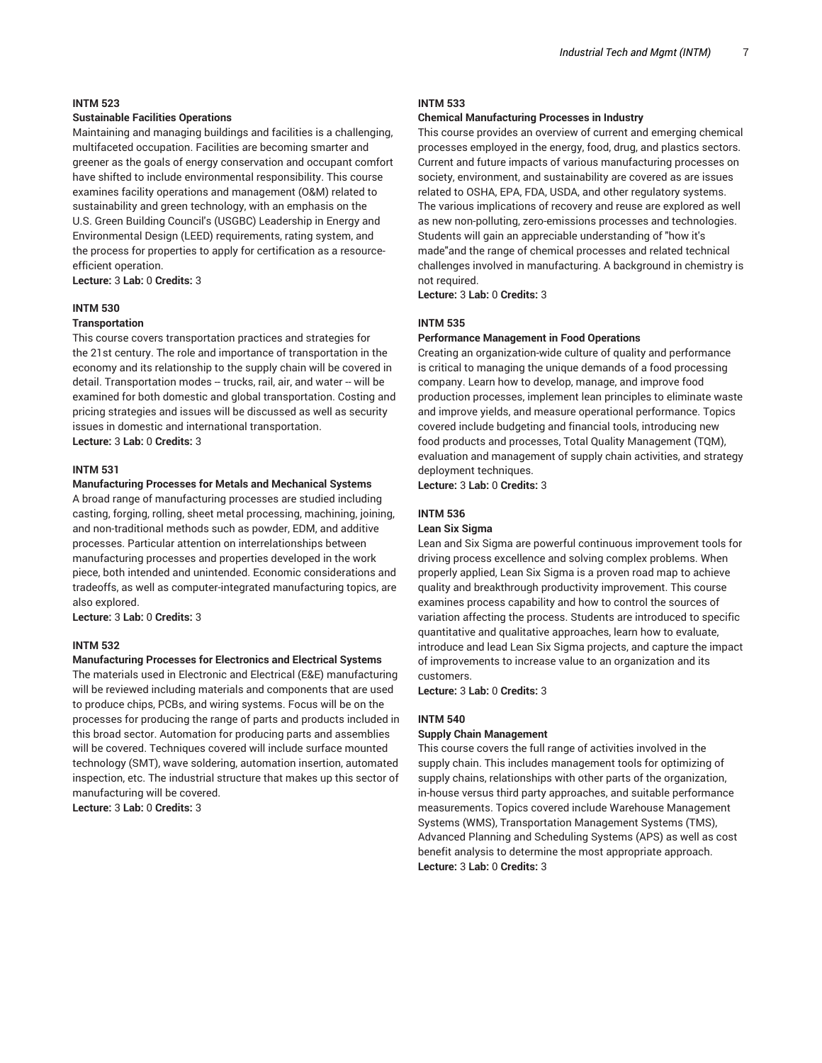**INTM 523**

**Sustainable Facilities Operations**

Maintaining and managing buildings and facilities is a challenging, multifaceted occupation. Facilities are becoming smarter and greener as the goals of energy conservation and occupant comfort have shifted to include environmental responsibility. This course examines facility operations and management (O&M) related to sustainability and green technology, with an emphasis on the U.S. Green Building Council's (USGBC) Leadership in Energy and Environmental Design (LEED) requirements, rating system, and the process for properties to apply for certification as a resource-efficient operation.

**Lecture:** 3 **Lab:** 0 **Credits:** 3

**INTM 530**

**Transportation**

This course covers transportation practices and strategies for the 21st century. The role and importance of transportation in the economy and its relationship to the supply chain will be covered in detail. Transportation modes -- trucks, rail, air, and water -- will be examined for both domestic and global transportation. Costing and pricing strategies and issues will be discussed as well as security issues in domestic and international transportation.

**Lecture:** 3 **Lab:** 0 **Credits:** 3

**INTM 531**

**Manufacturing Processes for Metals and Mechanical Systems**

A broad range of manufacturing processes are studied including casting, forging, rolling, sheet metal processing, machining, joining, and non-traditional methods such as powder, EDM, and additive processes. Particular attention on interrelationships between manufacturing processes and properties developed in the work piece, both intended and unintended. Economic considerations and tradeoffs, as well as computer-integrated manufacturing topics, are also explored.

**Lecture:** 3 **Lab:** 0 **Credits:** 3

**INTM 532**

**Manufacturing Processes for Electronics and Electrical Systems**

The materials used in Electronic and Electrical (E&E) manufacturing will be reviewed including materials and components that are used to produce chips, PCBs, and wiring systems. Focus will be on the processes for producing the range of parts and products included in this broad sector. Automation for producing parts and assemblies will be covered. Techniques covered will include surface mounted technology (SMT), wave soldering, automation insertion, automated inspection, etc. The industrial structure that makes up this sector of manufacturing will be covered.

**Lecture:** 3 **Lab:** 0 **Credits:** 3

**INTM 533**

**Chemical Manufacturing Processes in Industry**

This course provides an overview of current and emerging chemical processes employed in the energy, food, drug, and plastics sectors. Current and future impacts of various manufacturing processes on society, environment, and sustainability are covered as are issues related to OSHA, EPA, FDA, USDA, and other regulatory systems. The various implications of recovery and reuse are explored as well as new non-polluting, zero-emissions processes and technologies. Students will gain an appreciable understanding of "how it's made"and the range of chemical processes and related technical challenges involved in manufacturing. A background in chemistry is not required.

**Lecture:** 3 **Lab:** 0 **Credits:** 3

**INTM 535**

**Performance Management in Food Operations**

Creating an organization-wide culture of quality and performance is critical to managing the unique demands of a food processing company. Learn how to develop, manage, and improve food production processes, implement lean principles to eliminate waste and improve yields, and measure operational performance. Topics covered include budgeting and financial tools, introducing new food products and processes, Total Quality Management (TQM), evaluation and management of supply chain activities, and strategy deployment techniques.

**Lecture:** 3 **Lab:** 0 **Credits:** 3

**INTM 536**

**Lean Six Sigma**

Lean and Six Sigma are powerful continuous improvement tools for driving process excellence and solving complex problems. When properly applied, Lean Six Sigma is a proven road map to achieve quality and breakthrough productivity improvement. This course examines process capability and how to control the sources of variation affecting the process. Students are introduced to specific quantitative and qualitative approaches, learn how to evaluate, introduce and lead Lean Six Sigma projects, and capture the impact of improvements to increase value to an organization and its customers.

**Lecture:** 3 **Lab:** 0 **Credits:** 3

**INTM 540**

**Supply Chain Management**

This course covers the full range of activities involved in the supply chain. This includes management tools for optimizing of supply chains, relationships with other parts of the organization, in-house versus third party approaches, and suitable performance measurements. Topics covered include Warehouse Management Systems (WMS), Transportation Management Systems (TMS), Advanced Planning and Scheduling Systems (APS) as well as cost benefit analysis to determine the most appropriate approach.

**Lecture:** 3 **Lab:** 0 **Credits:** 3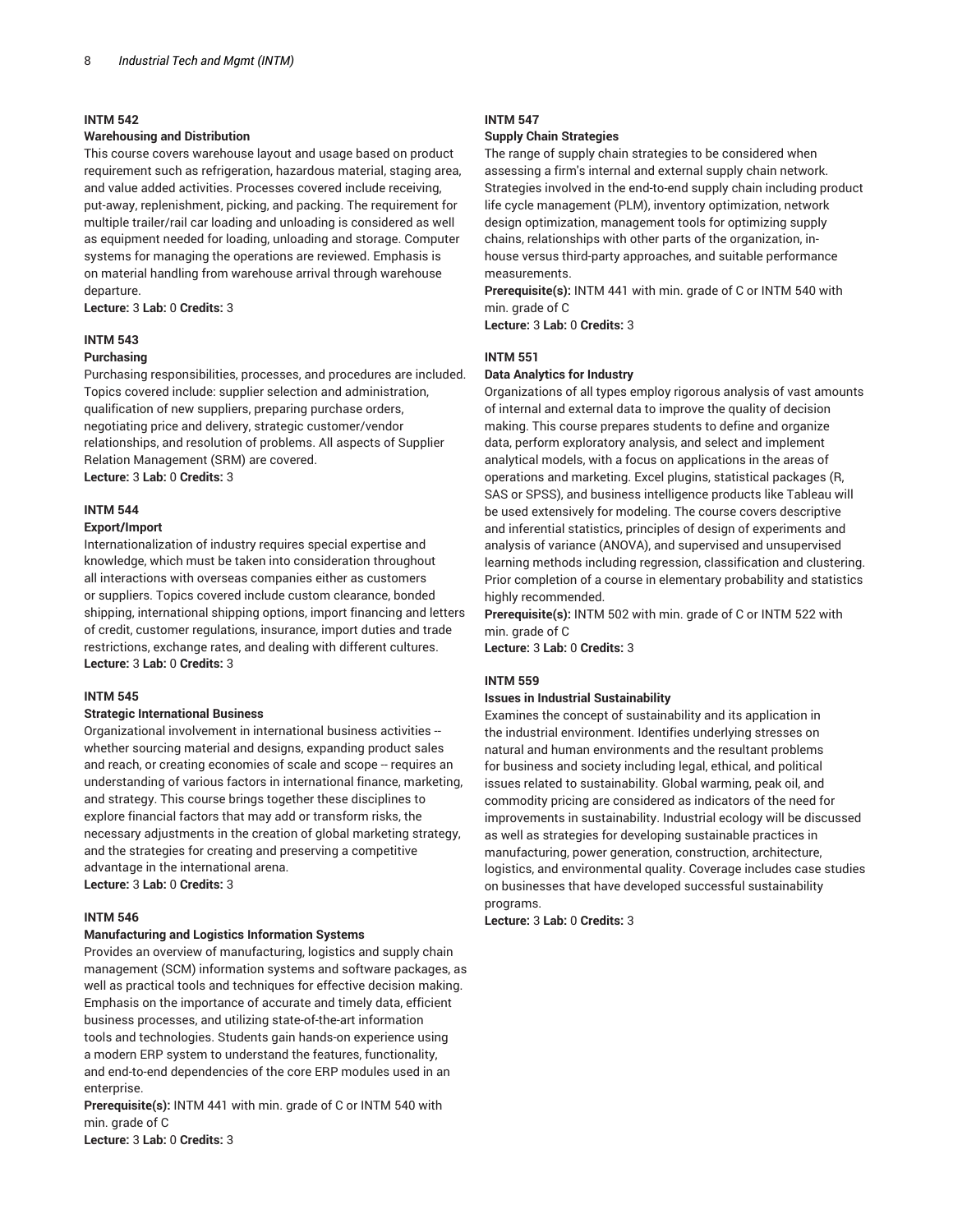### INTM 542

**Warehousing and Distribution**

This course covers warehouse layout and usage based on product requirement such as refrigeration, hazardous material, staging area, and value added activities. Processes covered include receiving, put-away, replenishment, picking, and packing. The requirement for multiple trailer/rail car loading and unloading is considered as well as equipment needed for loading, unloading and storage. Computer systems for managing the operations are reviewed. Emphasis is on material handling from warehouse arrival through warehouse departure.

**Lecture:** 3 **Lab:** 0 **Credits:** 3

### INTM 543

**Purchasing**

Purchasing responsibilities, processes, and procedures are included. Topics covered include: supplier selection and administration, qualification of new suppliers, preparing purchase orders, negotiating price and delivery, strategic customer/vendor relationships, and resolution of problems. All aspects of Supplier Relation Management (SRM) are covered.

**Lecture:** 3 **Lab:** 0 **Credits:** 3

### INTM 544

**Export/Import**

Internationalization of industry requires special expertise and knowledge, which must be taken into consideration throughout all interactions with overseas companies either as customers or suppliers. Topics covered include custom clearance, bonded shipping, international shipping options, import financing and letters of credit, customer regulations, insurance, import duties and trade restrictions, exchange rates, and dealing with different cultures.

**Lecture:** 3 **Lab:** 0 **Credits:** 3

### INTM 545

**Strategic International Business**

Organizational involvement in international business activities -- whether sourcing material and designs, expanding product sales and reach, or creating economies of scale and scope -- requires an understanding of various factors in international finance, marketing, and strategy. This course brings together these disciplines to explore financial factors that may add or transform risks, the necessary adjustments in the creation of global marketing strategy, and the strategies for creating and preserving a competitive advantage in the international arena.

**Lecture:** 3 **Lab:** 0 **Credits:** 3

### INTM 546

**Manufacturing and Logistics Information Systems**

Provides an overview of manufacturing, logistics and supply chain management (SCM) information systems and software packages, as well as practical tools and techniques for effective decision making. Emphasis on the importance of accurate and timely data, efficient business processes, and utilizing state-of-the-art information tools and technologies. Students gain hands-on experience using a modern ERP system to understand the features, functionality, and end-to-end dependencies of the core ERP modules used in an enterprise.

**Prerequisite(s):** INTM 441 with min. grade of C or INTM 540 with min. grade of C

**Lecture:** 3 **Lab:** 0 **Credits:** 3

### INTM 547

**Supply Chain Strategies**

The range of supply chain strategies to be considered when assessing a firm's internal and external supply chain network. Strategies involved in the end-to-end supply chain including product life cycle management (PLM), inventory optimization, network design optimization, management tools for optimizing supply chains, relationships with other parts of the organization, in-house versus third-party approaches, and suitable performance measurements.

**Prerequisite(s):** INTM 441 with min. grade of C or INTM 540 with min. grade of C

**Lecture:** 3 **Lab:** 0 **Credits:** 3

### INTM 551

**Data Analytics for Industry**

Organizations of all types employ rigorous analysis of vast amounts of internal and external data to improve the quality of decision making. This course prepares students to define and organize data, perform exploratory analysis, and select and implement analytical models, with a focus on applications in the areas of operations and marketing. Excel plugins, statistical packages (R, SAS or SPSS), and business intelligence products like Tableau will be used extensively for modeling. The course covers descriptive and inferential statistics, principles of design of experiments and analysis of variance (ANOVA), and supervised and unsupervised learning methods including regression, classification and clustering. Prior completion of a course in elementary probability and statistics highly recommended.

**Prerequisite(s):** INTM 502 with min. grade of C or INTM 522 with min. grade of C

**Lecture:** 3 **Lab:** 0 **Credits:** 3

### INTM 559

**Issues in Industrial Sustainability**

Examines the concept of sustainability and its application in the industrial environment. Identifies underlying stresses on natural and human environments and the resultant problems for business and society including legal, ethical, and political issues related to sustainability. Global warming, peak oil, and commodity pricing are considered as indicators of the need for improvements in sustainability. Industrial ecology will be discussed as well as strategies for developing sustainable practices in manufacturing, power generation, construction, architecture, logistics, and environmental quality. Coverage includes case studies on businesses that have developed successful sustainability programs.

**Lecture:** 3 **Lab:** 0 **Credits:** 3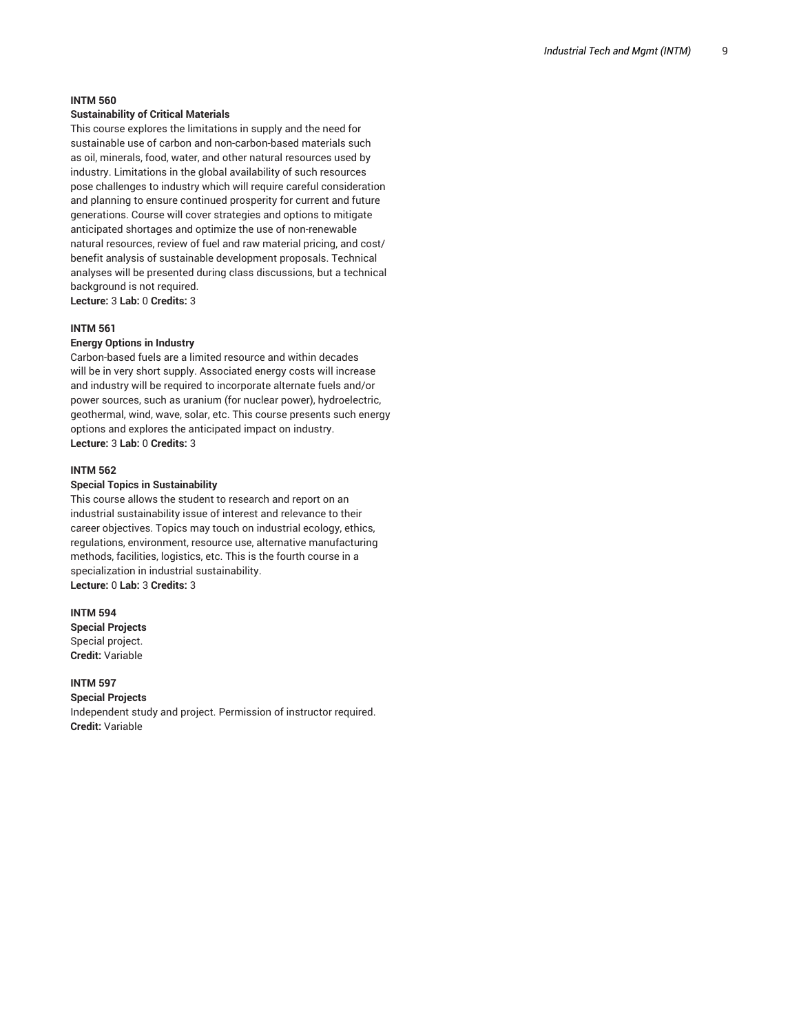**INTM 560**

**Sustainability of Critical Materials**

This course explores the limitations in supply and the need for sustainable use of carbon and non-carbon-based materials such as oil, minerals, food, water, and other natural resources used by industry. Limitations in the global availability of such resources pose challenges to industry which will require careful consideration and planning to ensure continued prosperity for current and future generations. Course will cover strategies and options to mitigate anticipated shortages and optimize the use of non-renewable natural resources, review of fuel and raw material pricing, and cost/benefit analysis of sustainable development proposals. Technical analyses will be presented during class discussions, but a technical background is not required.

**Lecture:** 3 **Lab:** 0 **Credits:** 3

**INTM 561**

**Energy Options in Industry**

Carbon-based fuels are a limited resource and within decades will be in very short supply. Associated energy costs will increase and industry will be required to incorporate alternate fuels and/or power sources, such as uranium (for nuclear power), hydroelectric, geothermal, wind, wave, solar, etc. This course presents such energy options and explores the anticipated impact on industry.

**Lecture:** 3 **Lab:** 0 **Credits:** 3

**INTM 562**

**Special Topics in Sustainability**

This course allows the student to research and report on an industrial sustainability issue of interest and relevance to their career objectives. Topics may touch on industrial ecology, ethics, regulations, environment, resource use, alternative manufacturing methods, facilities, logistics, etc. This is the fourth course in a specialization in industrial sustainability.

**Lecture:** 0 **Lab:** 3 **Credits:** 3

**INTM 594**

**Special Projects**

Special project.

**Credit:** Variable

**INTM 597**

**Special Projects**

Independent study and project. Permission of instructor required.

**Credit:** Variable